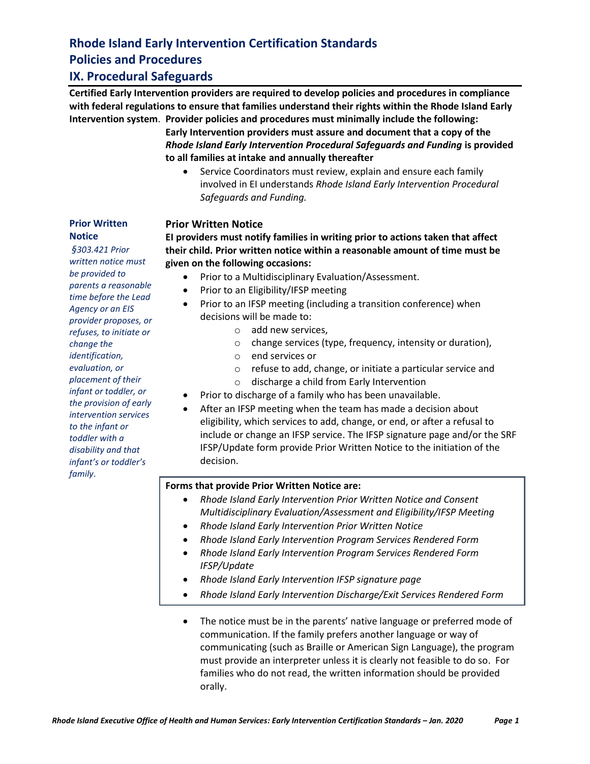# Rhode Island Early Intervention Certification Standards

# Policies and Procedures

## IX. Procedural Safeguards

**Certified Early Intervention providers are required to develop policies and procedures in compliance with federal regulations to ensure that families understand their rights within the Rhode Island Early Intervention system. Provider policies and procedures must minimally include the following:**

**Early Intervention providers must assure and document that a copy of the *Rhode Island Early Intervention Procedural Safeguards and Funding* is provided to all families at intake and annually thereafter**

- Service Coordinators must review, explain and ensure each family involved in EI understands *Rhode Island Early Intervention Procedural Safeguards and Funding.*

**Prior Written Notice**

***§303.421 Prior written notice must be provided to parents a reasonable time before the Lead Agency or an EIS provider proposes, or refuses, to initiate or change the identification, evaluation, or placement of their infant or toddler, or the provision of early intervention services to the infant or toddler with a disability and that infant's or toddler's family.***

### Prior Written Notice

**EI providers must notify families in writing prior to actions taken that affect their child. Prior written notice within a reasonable amount of time must be given on the following occasions:**

- Prior to a Multidisciplinary Evaluation/Assessment.
- Prior to an Eligibility/IFSP meeting
- Prior to an IFSP meeting (including a transition conference) when decisions will be made to:
  - add new services,
  - change services (type, frequency, intensity or duration),
  - end services or
  - refuse to add, change, or initiate a particular service and
  - discharge a child from Early Intervention
- Prior to discharge of a family who has been unavailable.
- After an IFSP meeting when the team has made a decision about eligibility, which services to add, change, or end, or after a refusal to include or change an IFSP service. The IFSP signature page and/or the SRF IFSP/Update form provide Prior Written Notice to the initiation of the decision.

**Forms that provide Prior Written Notice are:**

- *Rhode Island Early Intervention Prior Written Notice and Consent Multidisciplinary Evaluation/Assessment and Eligibility/IFSP Meeting*
- *Rhode Island Early Intervention Prior Written Notice*
- *Rhode Island Early Intervention Program Services Rendered Form*
- *Rhode Island Early Intervention Program Services Rendered Form IFSP/Update*
- *Rhode Island Early Intervention IFSP signature page*
- *Rhode Island Early Intervention Discharge/Exit Services Rendered Form*

- The notice must be in the parents' native language or preferred mode of communication. If the family prefers another language or way of communicating (such as Braille or American Sign Language), the program must provide an interpreter unless it is clearly not feasible to do so. For families who do not read, the written information should be provided orally.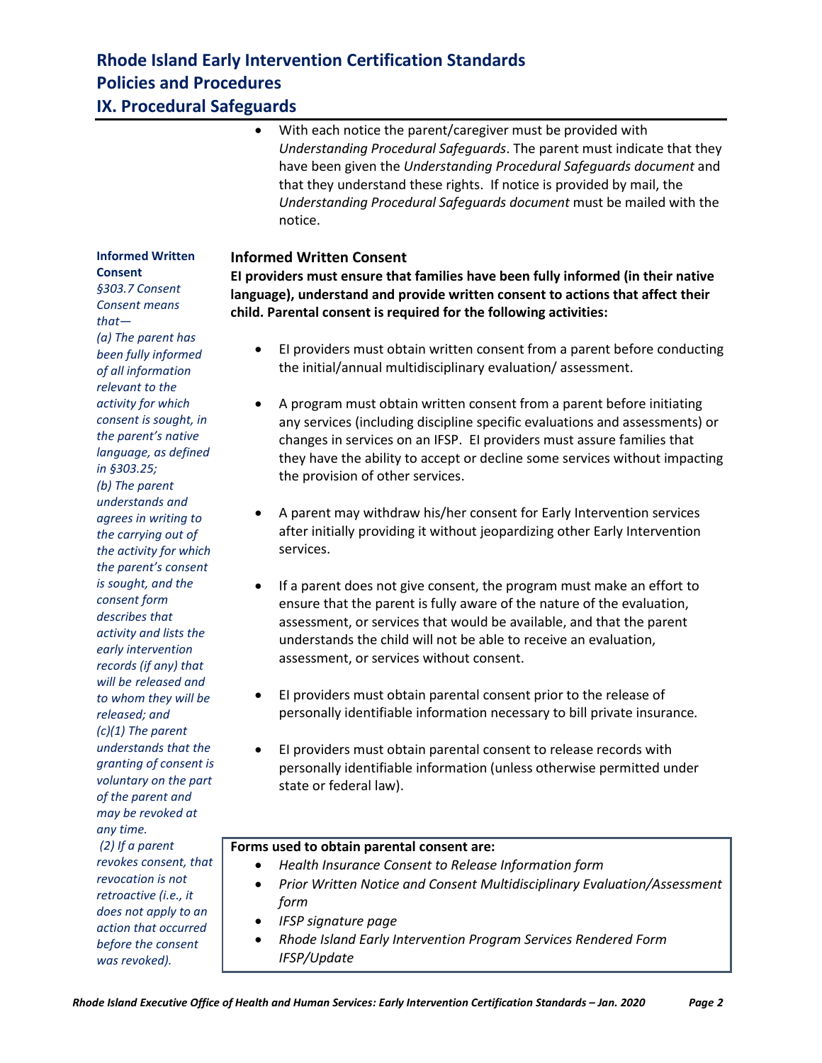- With each notice the parent/caregiver must be provided with *Understanding Procedural Safeguards*. The parent must indicate that they have been given the *Understanding Procedural Safeguards document* and that they understand these rights. If notice is provided by mail, the *Understanding Procedural Safeguards document* must be mailed with the notice.

**Informed Written Consent**

*§303.7 Consent Consent means that—*
*(a) The parent has been fully informed of all information relevant to the activity for which consent is sought, in the parent's native language, as defined in §303.25;*
*(b) The parent understands and agrees in writing to the carrying out of the activity for which the parent's consent is sought, and the consent form describes that activity and lists the early intervention records (if any) that will be released and to whom they will be released; and*
*(c)(1) The parent understands that the granting of consent is voluntary on the part of the parent and may be revoked at any time.*
*(2) If a parent revokes consent, that revocation is not retroactive (i.e., it does not apply to an action that occurred before the consent was revoked).*

## Informed Written Consent

**EI providers must ensure that families have been fully informed (in their native language), understand and provide written consent to actions that affect their child. Parental consent is required for the following activities:**

- EI providers must obtain written consent from a parent before conducting the initial/annual multidisciplinary evaluation/ assessment.

- A program must obtain written consent from a parent before initiating any services (including discipline specific evaluations and assessments) or changes in services on an IFSP. EI providers must assure families that they have the ability to accept or decline some services without impacting the provision of other services.

- A parent may withdraw his/her consent for Early Intervention services after initially providing it without jeopardizing other Early Intervention services.

- If a parent does not give consent, the program must make an effort to ensure that the parent is fully aware of the nature of the evaluation, assessment, or services that would be available, and that the parent understands the child will not be able to receive an evaluation, assessment, or services without consent.

- EI providers must obtain parental consent prior to the release of personally identifiable information necessary to bill private insurance.

- EI providers must obtain parental consent to release records with personally identifiable information (unless otherwise permitted under state or federal law).

**Forms used to obtain parental consent are:**

- *Health Insurance Consent to Release Information form*
- *Prior Written Notice and Consent Multidisciplinary Evaluation/Assessment form*
- *IFSP signature page*
- *Rhode Island Early Intervention Program Services Rendered Form IFSP/Update*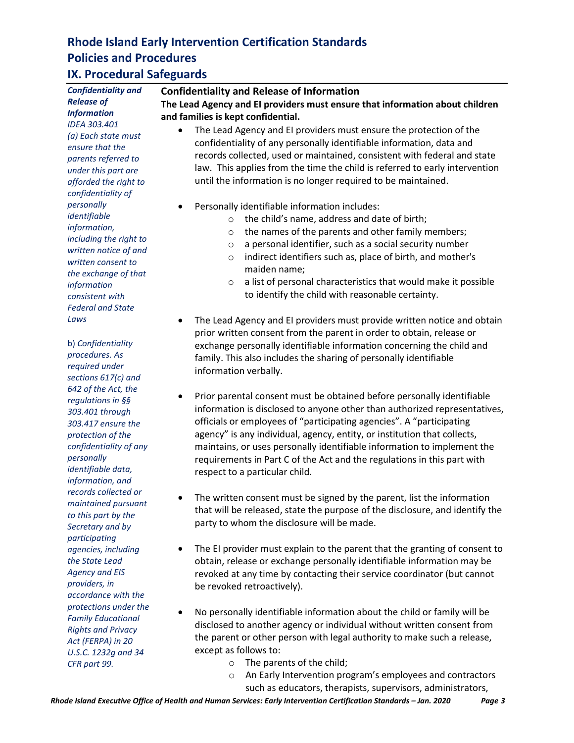# Rhode Island Early Intervention Certification Standards
# Policies and Procedures
## IX. Procedural Safeguards

***Confidentiality and Release of Information***
*IDEA 303.401*
*(a) Each state must ensure that the parents referred to under this part are afforded the right to confidentiality of personally identifiable information, including the right to written notice of and written consent to the exchange of that information consistent with Federal and State Laws*

b) *Confidentiality procedures. As required under sections 617(c) and 642 of the Act, the regulations in §§ 303.401 through 303.417 ensure the protection of the confidentiality of any personally identifiable data, information, and records collected or maintained pursuant to this part by the Secretary and by participating agencies, including the State Lead Agency and EIS providers, in accordance with the protections under the Family Educational Rights and Privacy Act (FERPA) in 20 U.S.C. 1232g and 34 CFR part 99.*

### Confidentiality and Release of Information

**The Lead Agency and EI providers must ensure that information about children and families is kept confidential.**

- The Lead Agency and EI providers must ensure the protection of the confidentiality of any personally identifiable information, data and records collected, used or maintained, consistent with federal and state law. This applies from the time the child is referred to early intervention until the information is no longer required to be maintained.

- Personally identifiable information includes:
  - the child's name, address and date of birth;
  - the names of the parents and other family members;
  - a personal identifier, such as a social security number
  - indirect identifiers such as, place of birth, and mother's maiden name;
  - a list of personal characteristics that would make it possible to identify the child with reasonable certainty.

- The Lead Agency and EI providers must provide written notice and obtain prior written consent from the parent in order to obtain, release or exchange personally identifiable information concerning the child and family. This also includes the sharing of personally identifiable information verbally.

- Prior parental consent must be obtained before personally identifiable information is disclosed to anyone other than authorized representatives, officials or employees of "participating agencies". A "participating agency" is any individual, agency, entity, or institution that collects, maintains, or uses personally identifiable information to implement the requirements in Part C of the Act and the regulations in this part with respect to a particular child.

- The written consent must be signed by the parent, list the information that will be released, state the purpose of the disclosure, and identify the party to whom the disclosure will be made.

- The EI provider must explain to the parent that the granting of consent to obtain, release or exchange personally identifiable information may be revoked at any time by contacting their service coordinator (but cannot be revoked retroactively).

- No personally identifiable information about the child or family will be disclosed to another agency or individual without written consent from the parent or other person with legal authority to make such a release, except as follows to:
  - The parents of the child;
  - An Early Intervention program's employees and contractors such as educators, therapists, supervisors, administrators,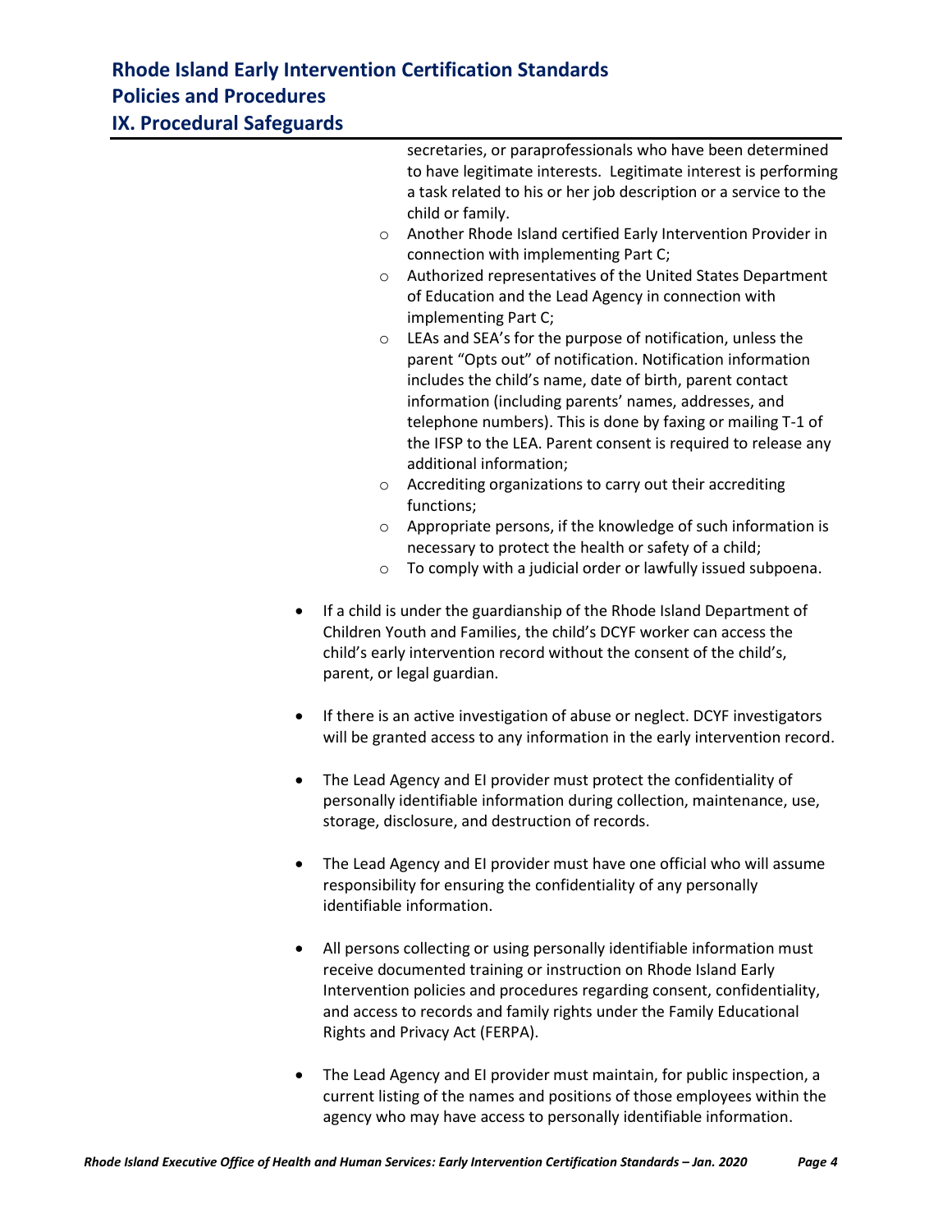secretaries, or paraprofessionals who have been determined to have legitimate interests. Legitimate interest is performing a task related to his or her job description or a service to the child or family.

- Another Rhode Island certified Early Intervention Provider in connection with implementing Part C;
- Authorized representatives of the United States Department of Education and the Lead Agency in connection with implementing Part C;
- LEAs and SEA's for the purpose of notification, unless the parent "Opts out" of notification. Notification information includes the child's name, date of birth, parent contact information (including parents' names, addresses, and telephone numbers). This is done by faxing or mailing T-1 of the IFSP to the LEA. Parent consent is required to release any additional information;
- Accrediting organizations to carry out their accrediting functions;
- Appropriate persons, if the knowledge of such information is necessary to protect the health or safety of a child;
- To comply with a judicial order or lawfully issued subpoena.

- If a child is under the guardianship of the Rhode Island Department of Children Youth and Families, the child's DCYF worker can access the child's early intervention record without the consent of the child's, parent, or legal guardian.

- If there is an active investigation of abuse or neglect. DCYF investigators will be granted access to any information in the early intervention record.

- The Lead Agency and EI provider must protect the confidentiality of personally identifiable information during collection, maintenance, use, storage, disclosure, and destruction of records.

- The Lead Agency and EI provider must have one official who will assume responsibility for ensuring the confidentiality of any personally identifiable information.

- All persons collecting or using personally identifiable information must receive documented training or instruction on Rhode Island Early Intervention policies and procedures regarding consent, confidentiality, and access to records and family rights under the Family Educational Rights and Privacy Act (FERPA).

- The Lead Agency and EI provider must maintain, for public inspection, a current listing of the names and positions of those employees within the agency who may have access to personally identifiable information.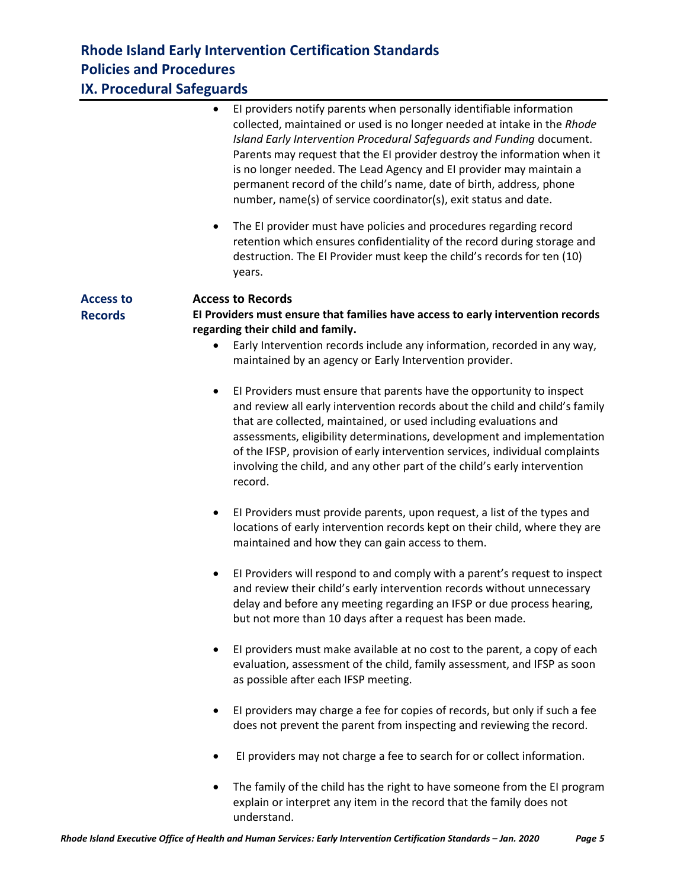- EI providers notify parents when personally identifiable information collected, maintained or used is no longer needed at intake in the *Rhode Island Early Intervention Procedural Safeguards and Funding* document. Parents may request that the EI provider destroy the information when it is no longer needed. The Lead Agency and EI provider may maintain a permanent record of the child's name, date of birth, address, phone number, name(s) of service coordinator(s), exit status and date.

- The EI provider must have policies and procedures regarding record retention which ensures confidentiality of the record during storage and destruction. The EI Provider must keep the child's records for ten (10) years.

## Access to Records

### Access to Records

**EI Providers must ensure that families have access to early intervention records regarding their child and family.**

- Early Intervention records include any information, recorded in any way, maintained by an agency or Early Intervention provider.

- EI Providers must ensure that parents have the opportunity to inspect and review all early intervention records about the child and child's family that are collected, maintained, or used including evaluations and assessments, eligibility determinations, development and implementation of the IFSP, provision of early intervention services, individual complaints involving the child, and any other part of the child's early intervention record.

- EI Providers must provide parents, upon request, a list of the types and locations of early intervention records kept on their child, where they are maintained and how they can gain access to them.

- EI Providers will respond to and comply with a parent's request to inspect and review their child's early intervention records without unnecessary delay and before any meeting regarding an IFSP or due process hearing, but not more than 10 days after a request has been made.

- EI providers must make available at no cost to the parent, a copy of each evaluation, assessment of the child, family assessment, and IFSP as soon as possible after each IFSP meeting.

- EI providers may charge a fee for copies of records, but only if such a fee does not prevent the parent from inspecting and reviewing the record.

- EI providers may not charge a fee to search for or collect information.

- The family of the child has the right to have someone from the EI program explain or interpret any item in the record that the family does not understand.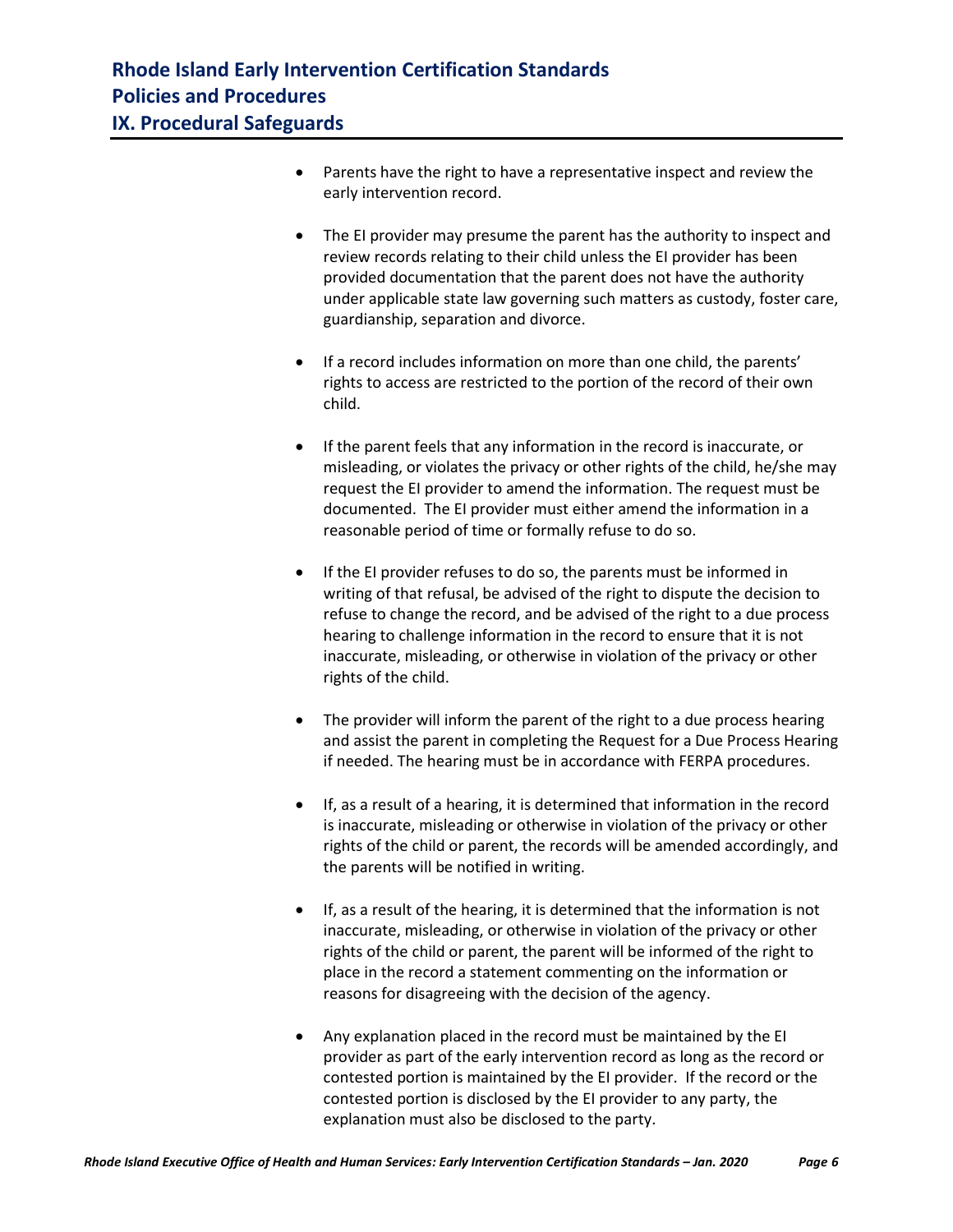- Parents have the right to have a representative inspect and review the early intervention record.

- The EI provider may presume the parent has the authority to inspect and review records relating to their child unless the EI provider has been provided documentation that the parent does not have the authority under applicable state law governing such matters as custody, foster care, guardianship, separation and divorce.

- If a record includes information on more than one child, the parents' rights to access are restricted to the portion of the record of their own child.

- If the parent feels that any information in the record is inaccurate, or misleading, or violates the privacy or other rights of the child, he/she may request the EI provider to amend the information. The request must be documented. The EI provider must either amend the information in a reasonable period of time or formally refuse to do so.

- If the EI provider refuses to do so, the parents must be informed in writing of that refusal, be advised of the right to dispute the decision to refuse to change the record, and be advised of the right to a due process hearing to challenge information in the record to ensure that it is not inaccurate, misleading, or otherwise in violation of the privacy or other rights of the child.

- The provider will inform the parent of the right to a due process hearing and assist the parent in completing the Request for a Due Process Hearing if needed. The hearing must be in accordance with FERPA procedures.

- If, as a result of a hearing, it is determined that information in the record is inaccurate, misleading or otherwise in violation of the privacy or other rights of the child or parent, the records will be amended accordingly, and the parents will be notified in writing.

- If, as a result of the hearing, it is determined that the information is not inaccurate, misleading, or otherwise in violation of the privacy or other rights of the child or parent, the parent will be informed of the right to place in the record a statement commenting on the information or reasons for disagreeing with the decision of the agency.

- Any explanation placed in the record must be maintained by the EI provider as part of the early intervention record as long as the record or contested portion is maintained by the EI provider. If the record or the contested portion is disclosed by the EI provider to any party, the explanation must also be disclosed to the party.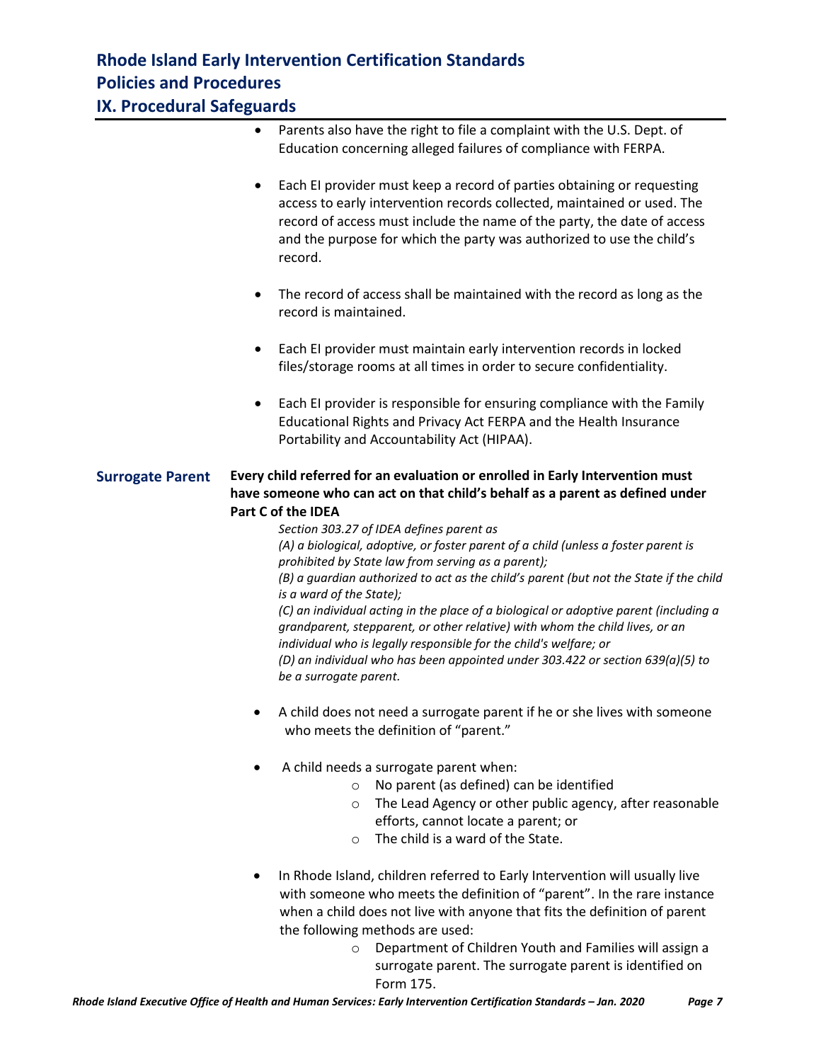- Parents also have the right to file a complaint with the U.S. Dept. of Education concerning alleged failures of compliance with FERPA.

- Each EI provider must keep a record of parties obtaining or requesting access to early intervention records collected, maintained or used. The record of access must include the name of the party, the date of access and the purpose for which the party was authorized to use the child's record.

- The record of access shall be maintained with the record as long as the record is maintained.

- Each EI provider must maintain early intervention records in locked files/storage rooms at all times in order to secure confidentiality.

- Each EI provider is responsible for ensuring compliance with the Family Educational Rights and Privacy Act FERPA and the Health Insurance Portability and Accountability Act (HIPAA).

## Surrogate Parent

**Every child referred for an evaluation or enrolled in Early Intervention must have someone who can act on that child's behalf as a parent as defined under Part C of the IDEA**

*Section 303.27 of IDEA defines parent as*
*(A) a biological, adoptive, or foster parent of a child (unless a foster parent is prohibited by State law from serving as a parent);*
*(B) a guardian authorized to act as the child's parent (but not the State if the child is a ward of the State);*
*(C) an individual acting in the place of a biological or adoptive parent (including a grandparent, stepparent, or other relative) with whom the child lives, or an individual who is legally responsible for the child's welfare; or*
*(D) an individual who has been appointed under 303.422 or section 639(a)(5) to be a surrogate parent.*

- A child does not need a surrogate parent if he or she lives with someone who meets the definition of "parent."

- A child needs a surrogate parent when:
  - No parent (as defined) can be identified
  - The Lead Agency or other public agency, after reasonable efforts, cannot locate a parent; or
  - The child is a ward of the State.

- In Rhode Island, children referred to Early Intervention will usually live with someone who meets the definition of "parent". In the rare instance when a child does not live with anyone that fits the definition of parent the following methods are used:
  - Department of Children Youth and Families will assign a surrogate parent. The surrogate parent is identified on Form 175.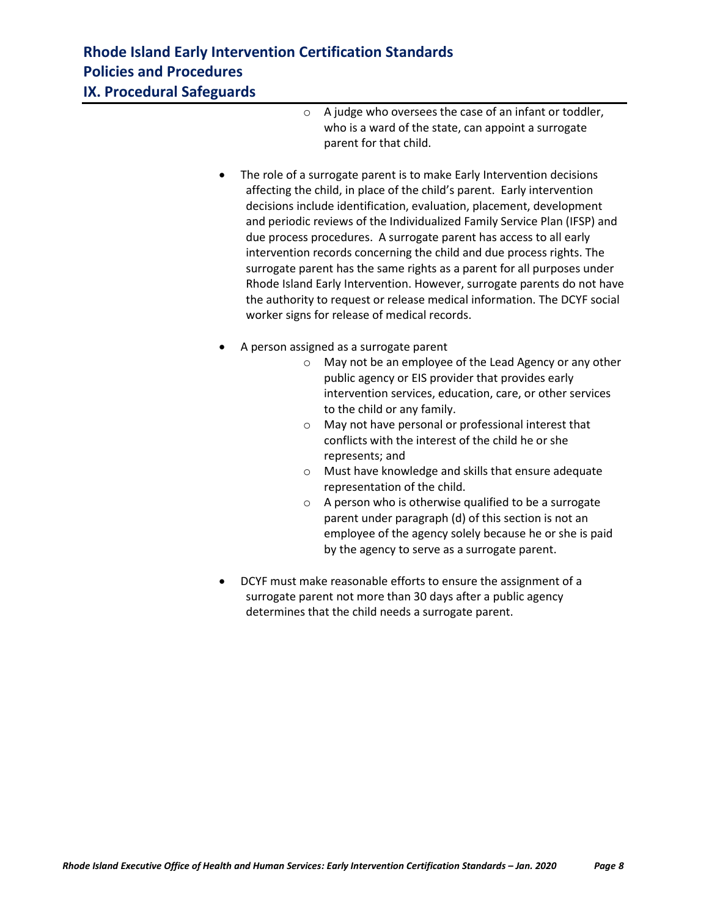- A judge who oversees the case of an infant or toddler, who is a ward of the state, can appoint a surrogate parent for that child.

- The role of a surrogate parent is to make Early Intervention decisions affecting the child, in place of the child's parent. Early intervention decisions include identification, evaluation, placement, development and periodic reviews of the Individualized Family Service Plan (IFSP) and due process procedures. A surrogate parent has access to all early intervention records concerning the child and due process rights. The surrogate parent has the same rights as a parent for all purposes under Rhode Island Early Intervention. However, surrogate parents do not have the authority to request or release medical information. The DCYF social worker signs for release of medical records.

- A person assigned as a surrogate parent
    - May not be an employee of the Lead Agency or any other public agency or EIS provider that provides early intervention services, education, care, or other services to the child or any family.
    - May not have personal or professional interest that conflicts with the interest of the child he or she represents; and
    - Must have knowledge and skills that ensure adequate representation of the child.
    - A person who is otherwise qualified to be a surrogate parent under paragraph (d) of this section is not an employee of the agency solely because he or she is paid by the agency to serve as a surrogate parent.

- DCYF must make reasonable efforts to ensure the assignment of a surrogate parent not more than 30 days after a public agency determines that the child needs a surrogate parent.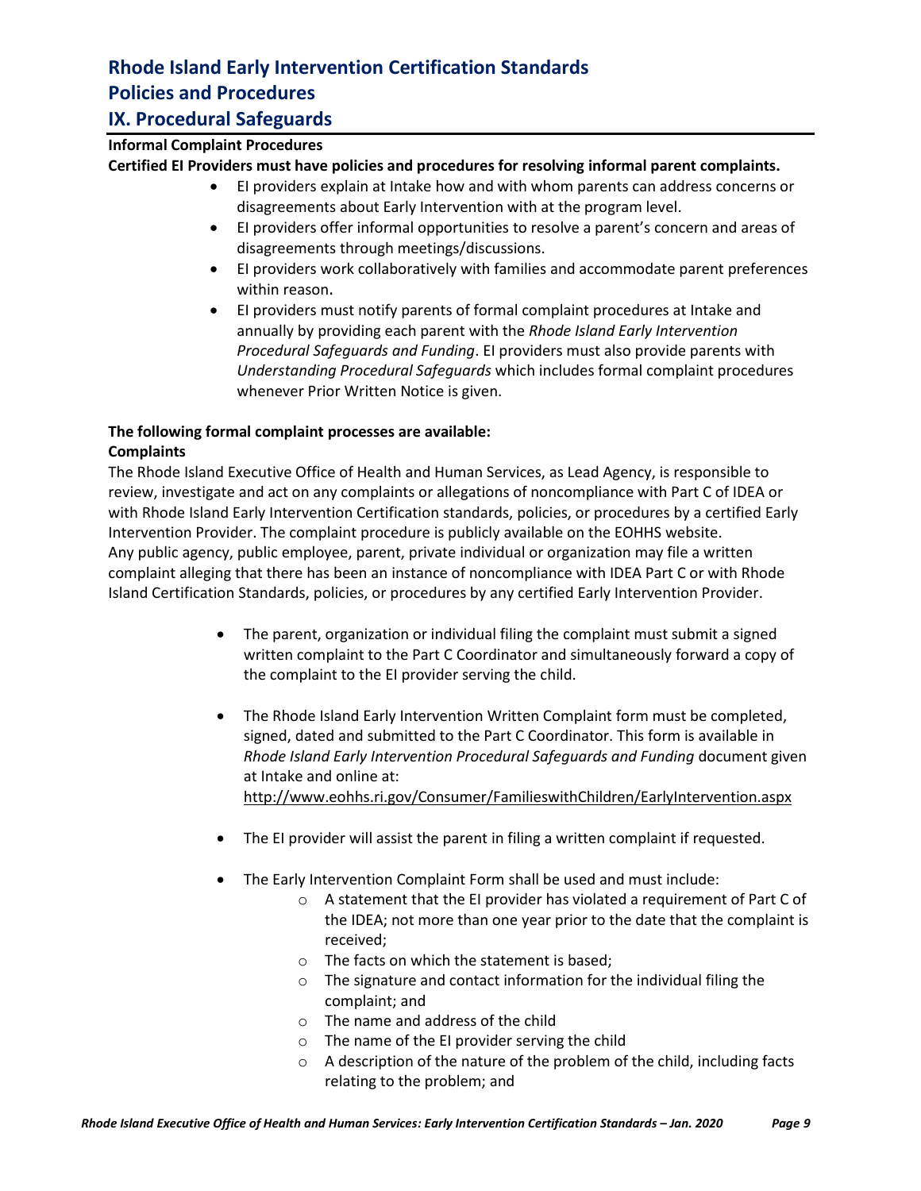# Rhode Island Early Intervention Certification Standards

## Policies and Procedures

## IX. Procedural Safeguards

**Informal Complaint Procedures**

**Certified EI Providers must have policies and procedures for resolving informal parent complaints.**

- EI providers explain at Intake how and with whom parents can address concerns or disagreements about Early Intervention with at the program level.
- EI providers offer informal opportunities to resolve a parent's concern and areas of disagreements through meetings/discussions.
- EI providers work collaboratively with families and accommodate parent preferences within reason.
- EI providers must notify parents of formal complaint procedures at Intake and annually by providing each parent with the *Rhode Island Early Intervention Procedural Safeguards and Funding*. EI providers must also provide parents with *Understanding Procedural Safeguards* which includes formal complaint procedures whenever Prior Written Notice is given.

**The following formal complaint processes are available:**

**Complaints**

The Rhode Island Executive Office of Health and Human Services, as Lead Agency, is responsible to review, investigate and act on any complaints or allegations of noncompliance with Part C of IDEA or with Rhode Island Early Intervention Certification standards, policies, or procedures by a certified Early Intervention Provider. The complaint procedure is publicly available on the EOHHS website.
Any public agency, public employee, parent, private individual or organization may file a written complaint alleging that there has been an instance of noncompliance with IDEA Part C or with Rhode Island Certification Standards, policies, or procedures by any certified Early Intervention Provider.

- The parent, organization or individual filing the complaint must submit a signed written complaint to the Part C Coordinator and simultaneously forward a copy of the complaint to the EI provider serving the child.

- The Rhode Island Early Intervention Written Complaint form must be completed, signed, dated and submitted to the Part C Coordinator. This form is available in *Rhode Island Early Intervention Procedural Safeguards and Funding* document given at Intake and online at:
  http://www.eohhs.ri.gov/Consumer/FamilieswithChildren/EarlyIntervention.aspx

- The EI provider will assist the parent in filing a written complaint if requested.

- The Early Intervention Complaint Form shall be used and must include:
  - A statement that the EI provider has violated a requirement of Part C of the IDEA; not more than one year prior to the date that the complaint is received;
  - The facts on which the statement is based;
  - The signature and contact information for the individual filing the complaint; and
  - The name and address of the child
  - The name of the EI provider serving the child
  - A description of the nature of the problem of the child, including facts relating to the problem; and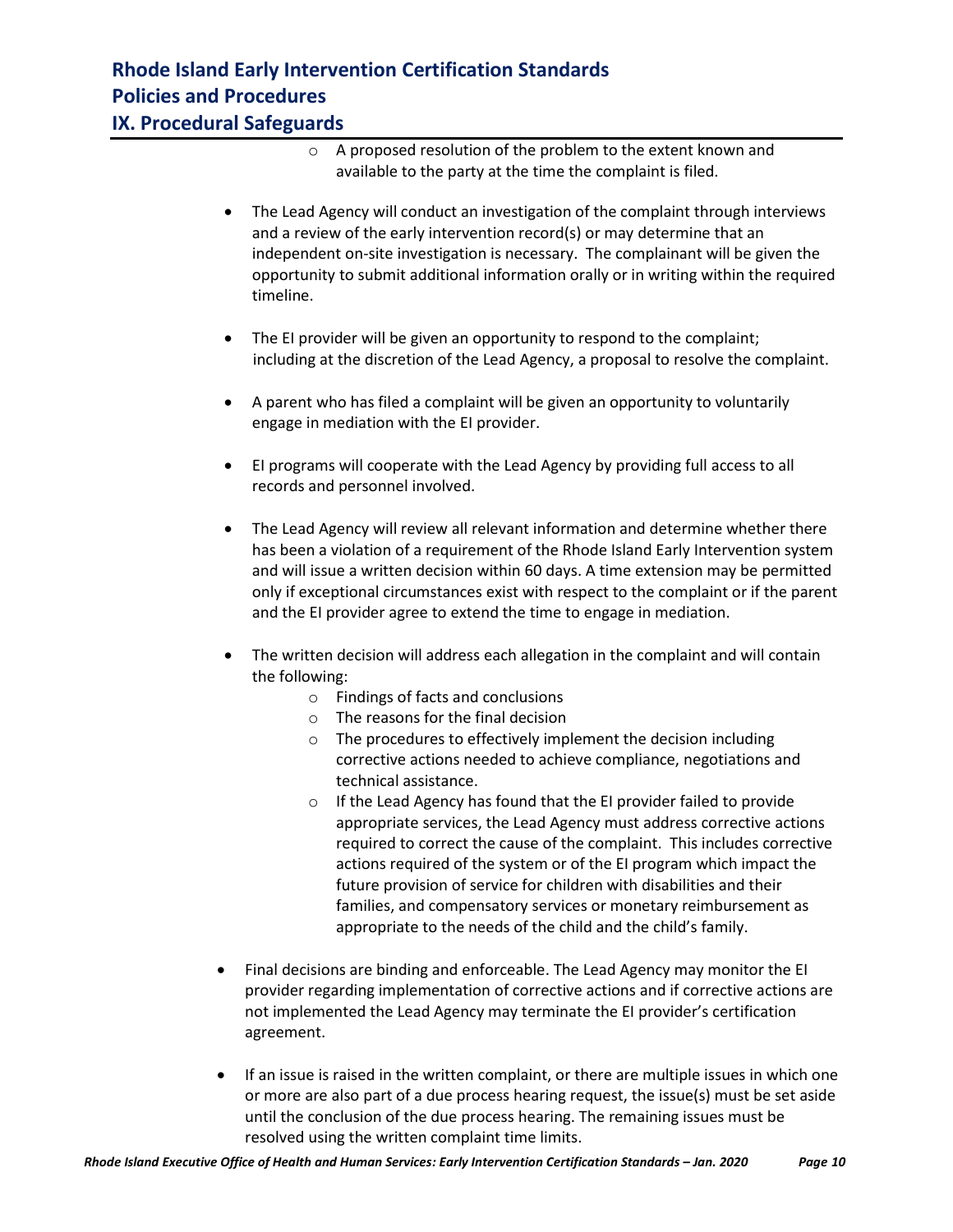- A proposed resolution of the problem to the extent known and available to the party at the time the complaint is filed.

- The Lead Agency will conduct an investigation of the complaint through interviews and a review of the early intervention record(s) or may determine that an independent on-site investigation is necessary. The complainant will be given the opportunity to submit additional information orally or in writing within the required timeline.

- The EI provider will be given an opportunity to respond to the complaint; including at the discretion of the Lead Agency, a proposal to resolve the complaint.

- A parent who has filed a complaint will be given an opportunity to voluntarily engage in mediation with the EI provider.

- EI programs will cooperate with the Lead Agency by providing full access to all records and personnel involved.

- The Lead Agency will review all relevant information and determine whether there has been a violation of a requirement of the Rhode Island Early Intervention system and will issue a written decision within 60 days. A time extension may be permitted only if exceptional circumstances exist with respect to the complaint or if the parent and the EI provider agree to extend the time to engage in mediation.

- The written decision will address each allegation in the complaint and will contain the following:
  - Findings of facts and conclusions
  - The reasons for the final decision
  - The procedures to effectively implement the decision including corrective actions needed to achieve compliance, negotiations and technical assistance.
  - If the Lead Agency has found that the EI provider failed to provide appropriate services, the Lead Agency must address corrective actions required to correct the cause of the complaint. This includes corrective actions required of the system or of the EI program which impact the future provision of service for children with disabilities and their families, and compensatory services or monetary reimbursement as appropriate to the needs of the child and the child's family.

- Final decisions are binding and enforceable. The Lead Agency may monitor the EI provider regarding implementation of corrective actions and if corrective actions are not implemented the Lead Agency may terminate the EI provider's certification agreement.

- If an issue is raised in the written complaint, or there are multiple issues in which one or more are also part of a due process hearing request, the issue(s) must be set aside until the conclusion of the due process hearing. The remaining issues must be resolved using the written complaint time limits.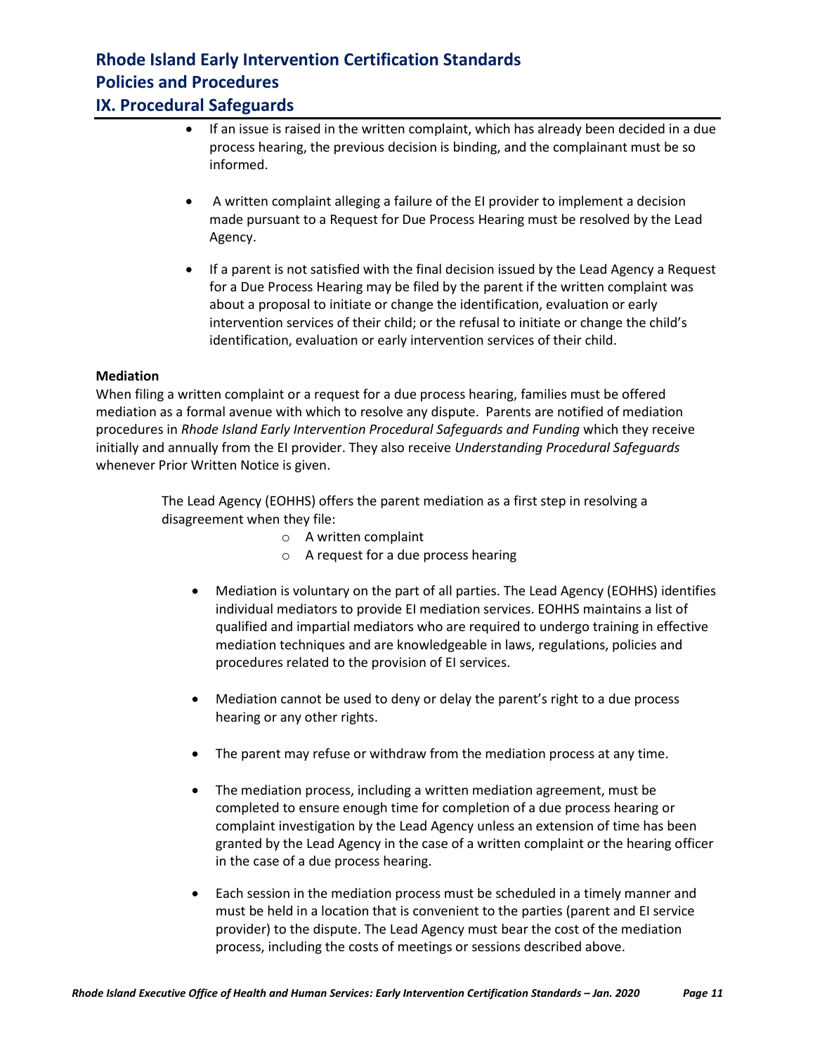- If an issue is raised in the written complaint, which has already been decided in a due process hearing, the previous decision is binding, and the complainant must be so informed.

- A written complaint alleging a failure of the EI provider to implement a decision made pursuant to a Request for Due Process Hearing must be resolved by the Lead Agency.

- If a parent is not satisfied with the final decision issued by the Lead Agency a Request for a Due Process Hearing may be filed by the parent if the written complaint was about a proposal to initiate or change the identification, evaluation or early intervention services of their child; or the refusal to initiate or change the child's identification, evaluation or early intervention services of their child.

**Mediation**

When filing a written complaint or a request for a due process hearing, families must be offered mediation as a formal avenue with which to resolve any dispute. Parents are notified of mediation procedures in *Rhode Island Early Intervention Procedural Safeguards and Funding* which they receive initially and annually from the EI provider. They also receive *Understanding Procedural Safeguards* whenever Prior Written Notice is given.

The Lead Agency (EOHHS) offers the parent mediation as a first step in resolving a disagreement when they file:

- A written complaint
- A request for a due process hearing

- Mediation is voluntary on the part of all parties. The Lead Agency (EOHHS) identifies individual mediators to provide EI mediation services. EOHHS maintains a list of qualified and impartial mediators who are required to undergo training in effective mediation techniques and are knowledgeable in laws, regulations, policies and procedures related to the provision of EI services.

- Mediation cannot be used to deny or delay the parent's right to a due process hearing or any other rights.

- The parent may refuse or withdraw from the mediation process at any time.

- The mediation process, including a written mediation agreement, must be completed to ensure enough time for completion of a due process hearing or complaint investigation by the Lead Agency unless an extension of time has been granted by the Lead Agency in the case of a written complaint or the hearing officer in the case of a due process hearing.

- Each session in the mediation process must be scheduled in a timely manner and must be held in a location that is convenient to the parties (parent and EI service provider) to the dispute. The Lead Agency must bear the cost of the mediation process, including the costs of meetings or sessions described above.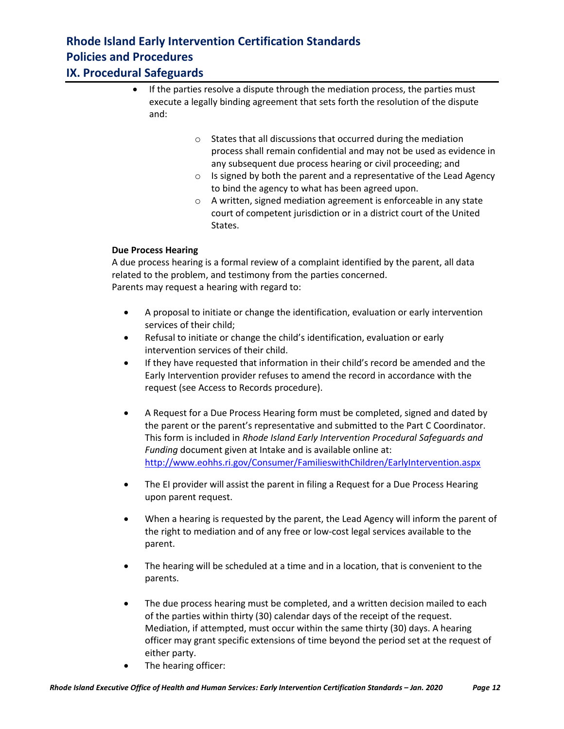- If the parties resolve a dispute through the mediation process, the parties must execute a legally binding agreement that sets forth the resolution of the dispute and:
  - States that all discussions that occurred during the mediation process shall remain confidential and may not be used as evidence in any subsequent due process hearing or civil proceeding; and
  - Is signed by both the parent and a representative of the Lead Agency to bind the agency to what has been agreed upon.
  - A written, signed mediation agreement is enforceable in any state court of competent jurisdiction or in a district court of the United States.

**Due Process Hearing**

A due process hearing is a formal review of a complaint identified by the parent, all data related to the problem, and testimony from the parties concerned.
Parents may request a hearing with regard to:

- A proposal to initiate or change the identification, evaluation or early intervention services of their child;
- Refusal to initiate or change the child's identification, evaluation or early intervention services of their child.
- If they have requested that information in their child's record be amended and the Early Intervention provider refuses to amend the record in accordance with the request (see Access to Records procedure).

- A Request for a Due Process Hearing form must be completed, signed and dated by the parent or the parent's representative and submitted to the Part C Coordinator. This form is included in *Rhode Island Early Intervention Procedural Safeguards and Funding* document given at Intake and is available online at: http://www.eohhs.ri.gov/Consumer/FamilieswithChildren/EarlyIntervention.aspx

- The EI provider will assist the parent in filing a Request for a Due Process Hearing upon parent request.

- When a hearing is requested by the parent, the Lead Agency will inform the parent of the right to mediation and of any free or low-cost legal services available to the parent.

- The hearing will be scheduled at a time and in a location, that is convenient to the parents.

- The due process hearing must be completed, and a written decision mailed to each of the parties within thirty (30) calendar days of the receipt of the request. Mediation, if attempted, must occur within the same thirty (30) days. A hearing officer may grant specific extensions of time beyond the period set at the request of either party.
- The hearing officer: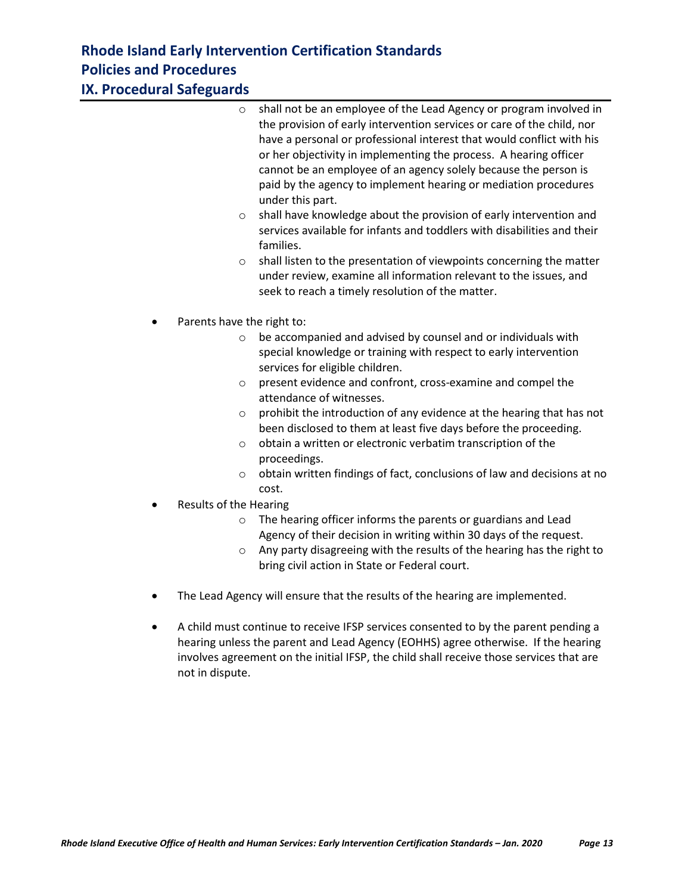- shall not be an employee of the Lead Agency or program involved in the provision of early intervention services or care of the child, nor have a personal or professional interest that would conflict with his or her objectivity in implementing the process. A hearing officer cannot be an employee of an agency solely because the person is paid by the agency to implement hearing or mediation procedures under this part.
  - shall have knowledge about the provision of early intervention and services available for infants and toddlers with disabilities and their families.
  - shall listen to the presentation of viewpoints concerning the matter under review, examine all information relevant to the issues, and seek to reach a timely resolution of the matter.

- Parents have the right to:
  - be accompanied and advised by counsel and or individuals with special knowledge or training with respect to early intervention services for eligible children.
  - present evidence and confront, cross-examine and compel the attendance of witnesses.
  - prohibit the introduction of any evidence at the hearing that has not been disclosed to them at least five days before the proceeding.
  - obtain a written or electronic verbatim transcription of the proceedings.
  - obtain written findings of fact, conclusions of law and decisions at no cost.
- Results of the Hearing
  - The hearing officer informs the parents or guardians and Lead Agency of their decision in writing within 30 days of the request.
  - Any party disagreeing with the results of the hearing has the right to bring civil action in State or Federal court.

- The Lead Agency will ensure that the results of the hearing are implemented.

- A child must continue to receive IFSP services consented to by the parent pending a hearing unless the parent and Lead Agency (EOHHS) agree otherwise. If the hearing involves agreement on the initial IFSP, the child shall receive those services that are not in dispute.